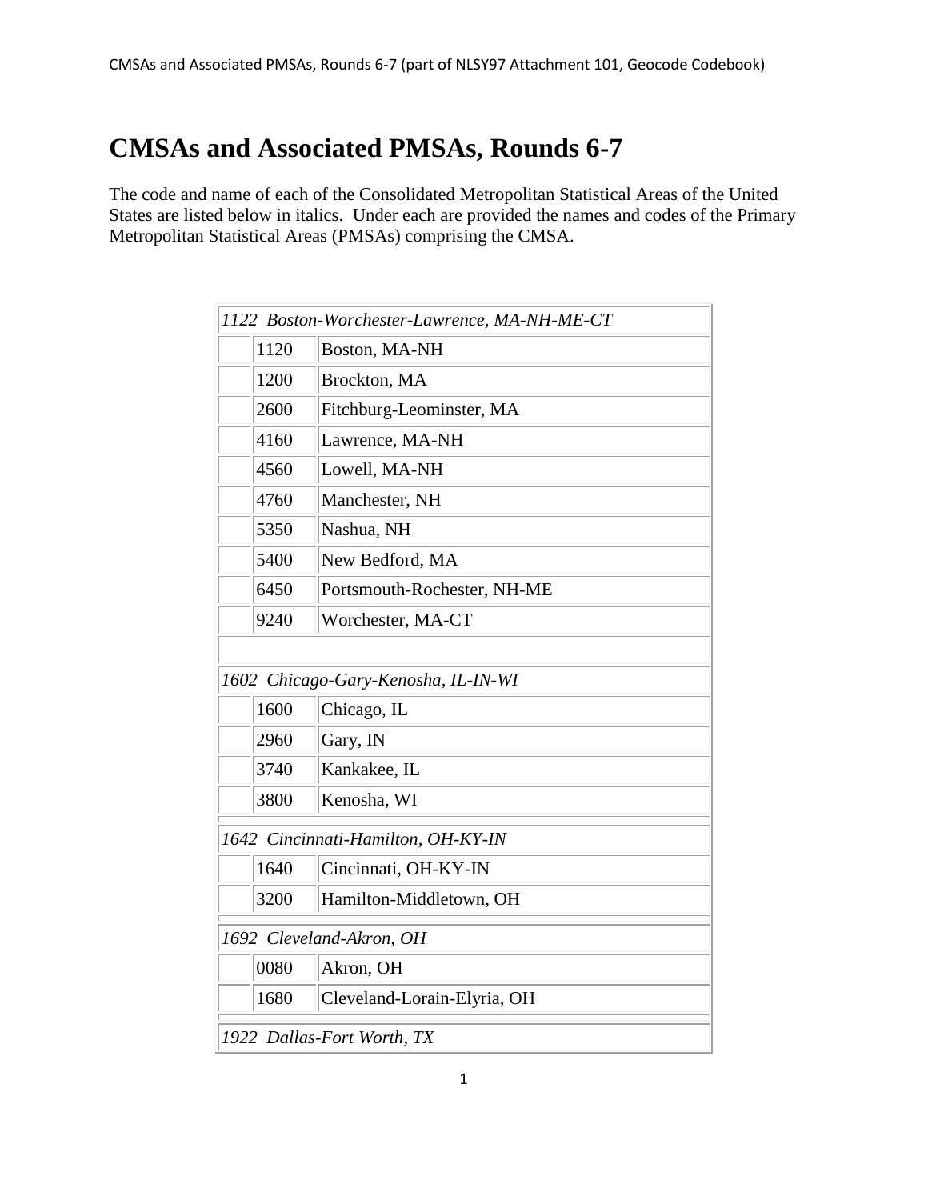# CMSAs and Associated PMSAs, Rounds 6-7

The code and name of each of the Consolidated Metropolitan Statistical Areas of the United States are listed below in italics. Under each are provided the names and codes of the Primary Metropolitan Statistical Areas (PMSAs) comprising the CMSA.

| *1122 Boston-Worchester-Lawrence, MA-NH-ME-CT* | | |
|---|---|---|
| | 1120 | Boston, MA-NH |
| | 1200 | Brockton, MA |
| | 2600 | Fitchburg-Leominster, MA |
| | 4160 | Lawrence, MA-NH |
| | 4560 | Lowell, MA-NH |
| | 4760 | Manchester, NH |
| | 5350 | Nashua, NH |
| | 5400 | New Bedford, MA |
| | 6450 | Portsmouth-Rochester, NH-ME |
| | 9240 | Worchester, MA-CT |
| | | |
| *1602 Chicago-Gary-Kenosha, IL-IN-WI* | | |
| | 1600 | Chicago, IL |
| | 2960 | Gary, IN |
| | 3740 | Kankakee, IL |
| | 3800 | Kenosha, WI |
| *1642 Cincinnati-Hamilton, OH-KY-IN* | | |
| | 1640 | Cincinnati, OH-KY-IN |
| | 3200 | Hamilton-Middletown, OH |
| *1692 Cleveland-Akron, OH* | | |
| | 0080 | Akron, OH |
| | 1680 | Cleveland-Lorain-Elyria, OH |
| *1922 Dallas-Fort Worth, TX* | | |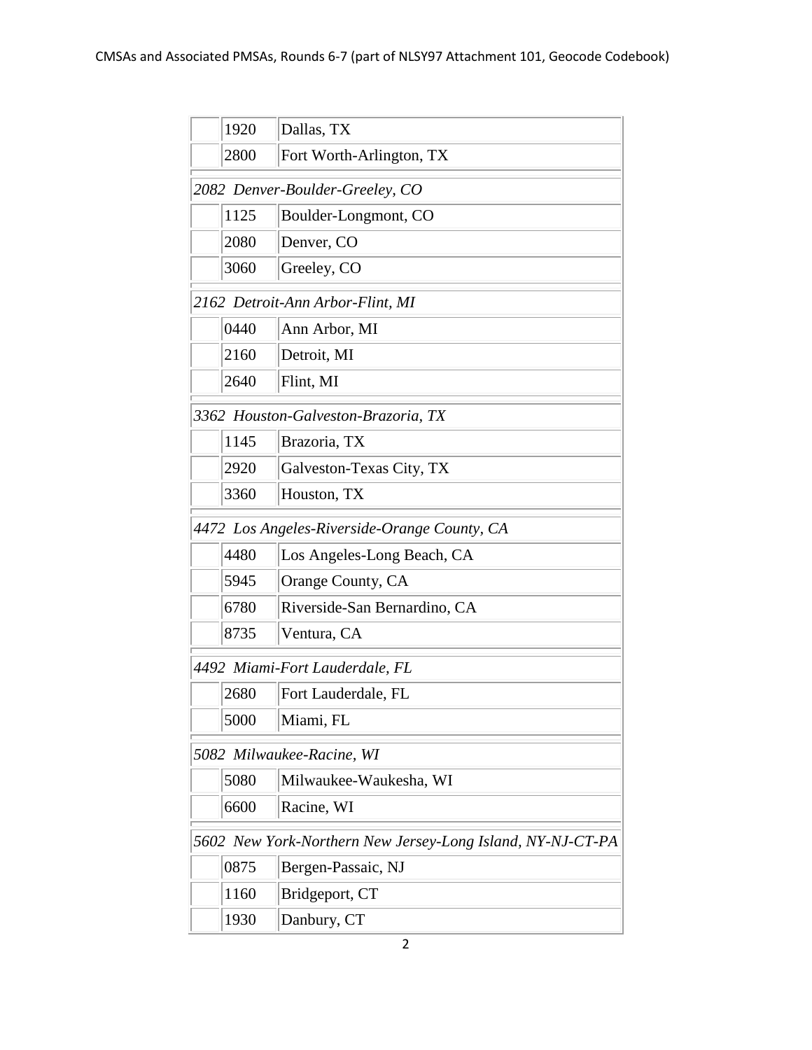| | | |
|---|---|---|
| | 1920 | Dallas, TX |
| | 2800 | Fort Worth-Arlington, TX |
| *2082 Denver-Boulder-Greeley, CO* | | |
| | 1125 | Boulder-Longmont, CO |
| | 2080 | Denver, CO |
| | 3060 | Greeley, CO |
| *2162 Detroit-Ann Arbor-Flint, MI* | | |
| | 0440 | Ann Arbor, MI |
| | 2160 | Detroit, MI |
| | 2640 | Flint, MI |
| *3362 Houston-Galveston-Brazoria, TX* | | |
| | 1145 | Brazoria, TX |
| | 2920 | Galveston-Texas City, TX |
| | 3360 | Houston, TX |
| *4472 Los Angeles-Riverside-Orange County, CA* | | |
| | 4480 | Los Angeles-Long Beach, CA |
| | 5945 | Orange County, CA |
| | 6780 | Riverside-San Bernardino, CA |
| | 8735 | Ventura, CA |
| *4492 Miami-Fort Lauderdale, FL* | | |
| | 2680 | Fort Lauderdale, FL |
| | 5000 | Miami, FL |
| *5082 Milwaukee-Racine, WI* | | |
| | 5080 | Milwaukee-Waukesha, WI |
| | 6600 | Racine, WI |
| *5602 New York-Northern New Jersey-Long Island, NY-NJ-CT-PA* | | |
| | 0875 | Bergen-Passaic, NJ |
| | 1160 | Bridgeport, CT |
| | 1930 | Danbury, CT |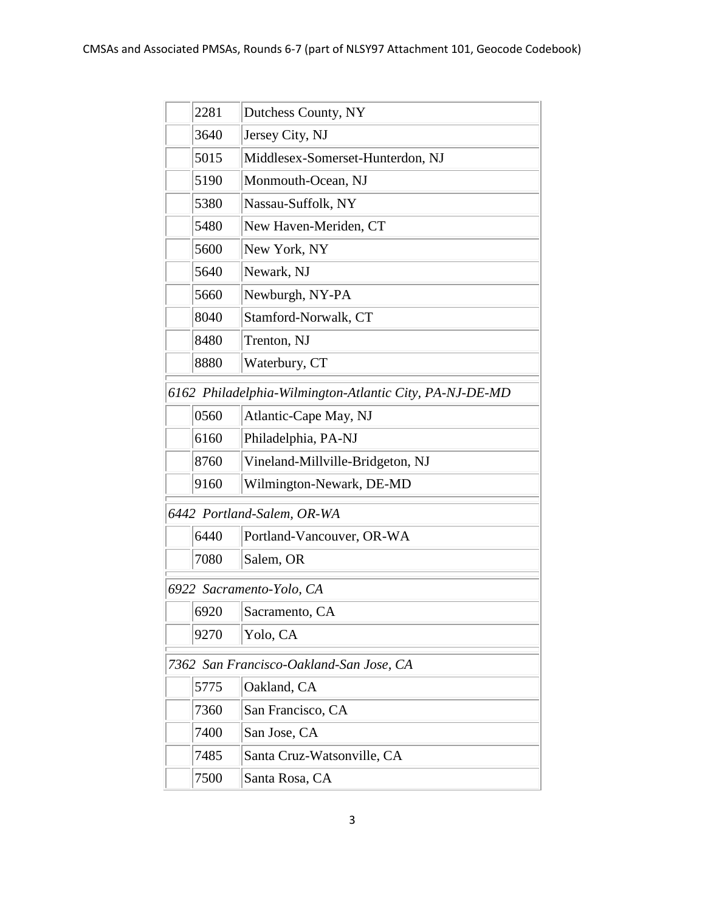| | | |
|---|---|---|
| | 2281 | Dutchess County, NY |
| | 3640 | Jersey City, NJ |
| | 5015 | Middlesex-Somerset-Hunterdon, NJ |
| | 5190 | Monmouth-Ocean, NJ |
| | 5380 | Nassau-Suffolk, NY |
| | 5480 | New Haven-Meriden, CT |
| | 5600 | New York, NY |
| | 5640 | Newark, NJ |
| | 5660 | Newburgh, NY-PA |
| | 8040 | Stamford-Norwalk, CT |
| | 8480 | Trenton, NJ |
| | 8880 | Waterbury, CT |
| *6162 Philadelphia-Wilmington-Atlantic City, PA-NJ-DE-MD* | | |
| | 0560 | Atlantic-Cape May, NJ |
| | 6160 | Philadelphia, PA-NJ |
| | 8760 | Vineland-Millville-Bridgeton, NJ |
| | 9160 | Wilmington-Newark, DE-MD |
| *6442 Portland-Salem, OR-WA* | | |
| | 6440 | Portland-Vancouver, OR-WA |
| | 7080 | Salem, OR |
| *6922 Sacramento-Yolo, CA* | | |
| | 6920 | Sacramento, CA |
| | 9270 | Yolo, CA |
| *7362 San Francisco-Oakland-San Jose, CA* | | |
| | 5775 | Oakland, CA |
| | 7360 | San Francisco, CA |
| | 7400 | San Jose, CA |
| | 7485 | Santa Cruz-Watsonville, CA |
| | 7500 | Santa Rosa, CA |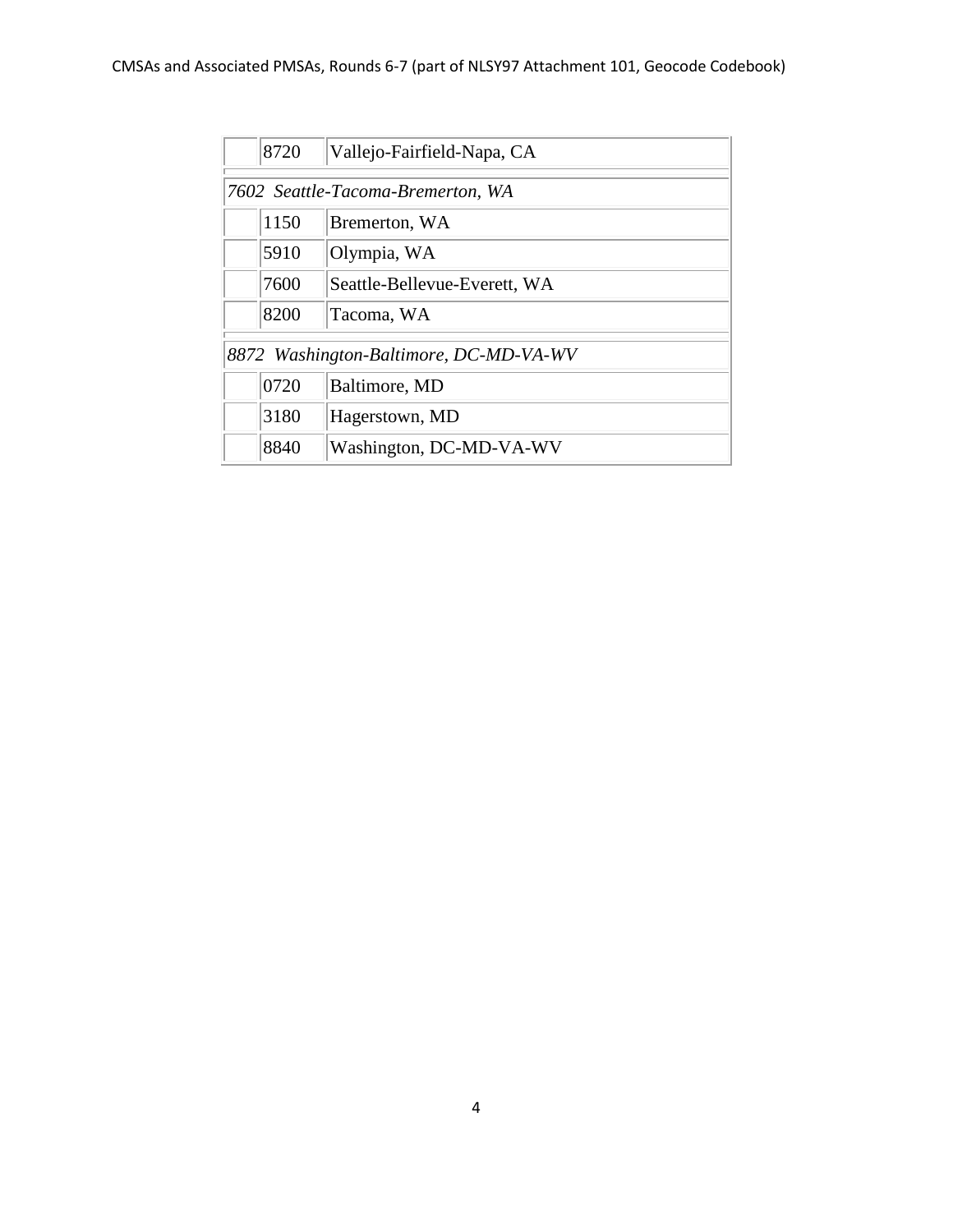| | | |
|---|---|---|
| | 8720 | Vallejo-Fairfield-Napa, CA |
| *7602 Seattle-Tacoma-Bremerton, WA* | | |
| | 1150 | Bremerton, WA |
| | 5910 | Olympia, WA |
| | 7600 | Seattle-Bellevue-Everett, WA |
| | 8200 | Tacoma, WA |
| *8872 Washington-Baltimore, DC-MD-VA-WV* | | |
| | 0720 | Baltimore, MD |
| | 3180 | Hagerstown, MD |
| | 8840 | Washington, DC-MD-VA-WV |